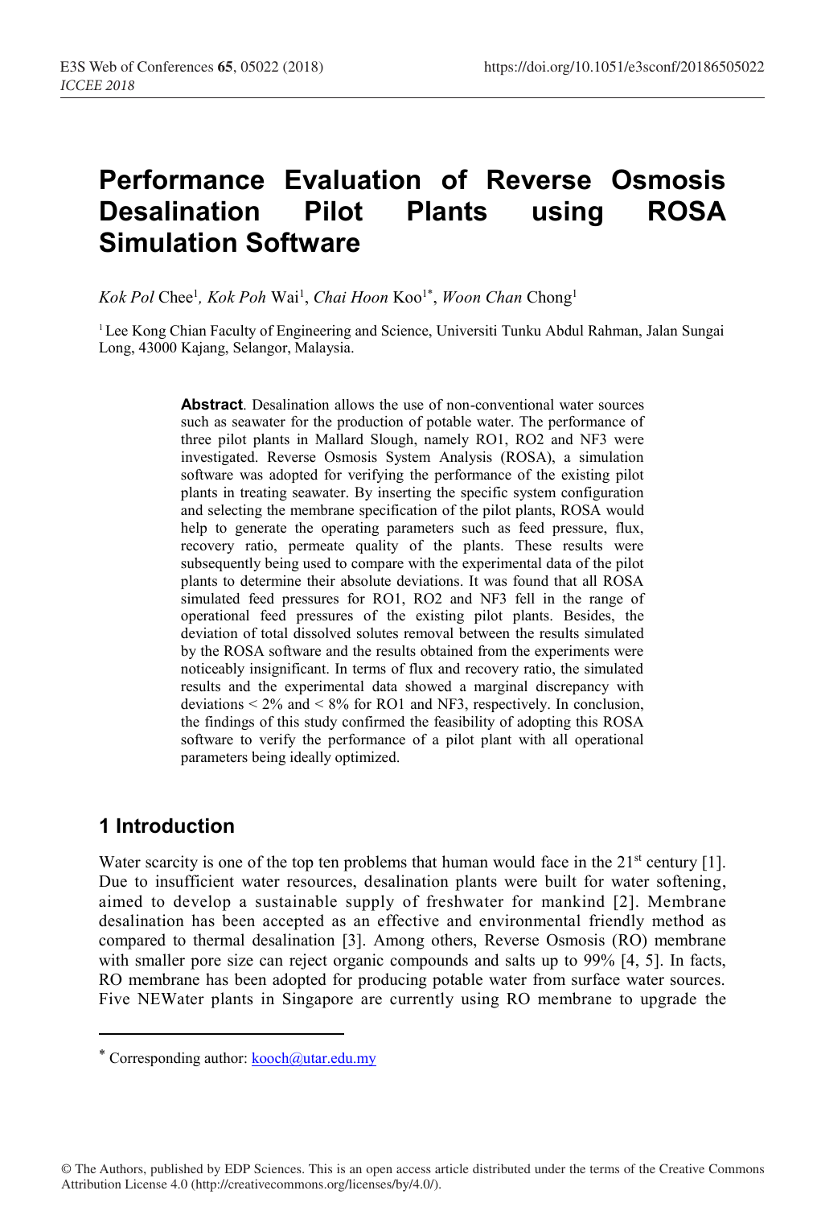# Performance Evaluation of Reverse Osmosis Desalination Pilot Plants using ROSA Simulation Software

*Kok Pol* Chee[1], *Kok Poh* Wai[1], *Chai Hoon* Koo[1*], *Woon Chan* Chong[1]

[1] Lee Kong Chian Faculty of Engineering and Science, Universiti Tunku Abdul Rahman, Jalan Sungai Long, 43000 Kajang, Selangor, Malaysia.

**Abstract**. Desalination allows the use of non-conventional water sources such as seawater for the production of potable water. The performance of three pilot plants in Mallard Slough, namely RO1, RO2 and NF3 were investigated. Reverse Osmosis System Analysis (ROSA), a simulation software was adopted for verifying the performance of the existing pilot plants in treating seawater. By inserting the specific system configuration and selecting the membrane specification of the pilot plants, ROSA would help to generate the operating parameters such as feed pressure, flux, recovery ratio, permeate quality of the plants. These results were subsequently being used to compare with the experimental data of the pilot plants to determine their absolute deviations. It was found that all ROSA simulated feed pressures for RO1, RO2 and NF3 fell in the range of operational feed pressures of the existing pilot plants. Besides, the deviation of total dissolved solutes removal between the results simulated by the ROSA software and the results obtained from the experiments were noticeably insignificant. In terms of flux and recovery ratio, the simulated results and the experimental data showed a marginal discrepancy with deviations < 2% and < 8% for RO1 and NF3, respectively. In conclusion, the findings of this study confirmed the feasibility of adopting this ROSA software to verify the performance of a pilot plant with all operational parameters being ideally optimized.

## 1 Introduction

Water scarcity is one of the top ten problems that human would face in the 21$^{st}$ century [1]. Due to insufficient water resources, desalination plants were built for water softening, aimed to develop a sustainable supply of freshwater for mankind [2]. Membrane desalination has been accepted as an effective and environmental friendly method as compared to thermal desalination [3]. Among others, Reverse Osmosis (RO) membrane with smaller pore size can reject organic compounds and salts up to 99% [4, 5]. In facts, RO membrane has been adopted for producing potable water from surface water sources. Five NEWater plants in Singapore are currently using RO membrane to upgrade the

* Corresponding author: kooch@utar.edu.my

© The Authors, published by EDP Sciences. This is an open access article distributed under the terms of the Creative Commons Attribution License 4.0 (http://creativecommons.org/licenses/by/4.0/).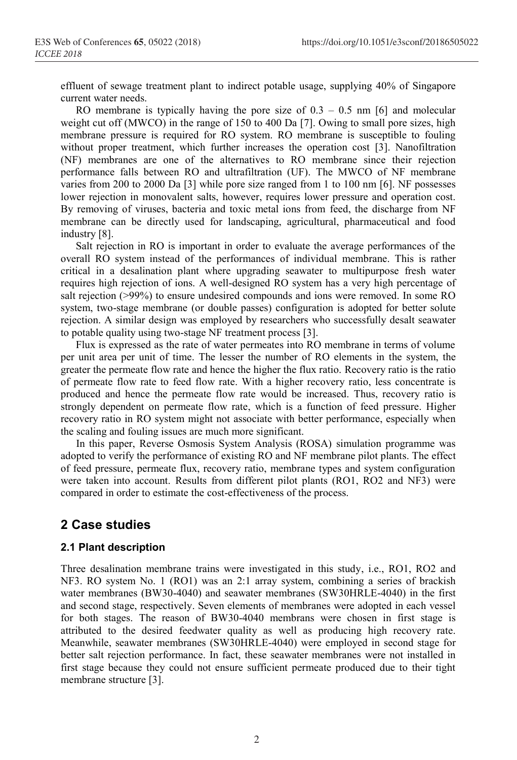effluent of sewage treatment plant to indirect potable usage, supplying 40% of Singapore current water needs.

RO membrane is typically having the pore size of 0.3 – 0.5 nm [6] and molecular weight cut off (MWCO) in the range of 150 to 400 Da [7]. Owing to small pore sizes, high membrane pressure is required for RO system. RO membrane is susceptible to fouling without proper treatment, which further increases the operation cost [3]. Nanofiltration (NF) membranes are one of the alternatives to RO membrane since their rejection performance falls between RO and ultrafiltration (UF). The MWCO of NF membrane varies from 200 to 2000 Da [3] while pore size ranged from 1 to 100 nm [6]. NF possesses lower rejection in monovalent salts, however, requires lower pressure and operation cost. By removing of viruses, bacteria and toxic metal ions from feed, the discharge from NF membrane can be directly used for landscaping, agricultural, pharmaceutical and food industry [8].

Salt rejection in RO is important in order to evaluate the average performances of the overall RO system instead of the performances of individual membrane. This is rather critical in a desalination plant where upgrading seawater to multipurpose fresh water requires high rejection of ions. A well-designed RO system has a very high percentage of salt rejection (>99%) to ensure undesired compounds and ions were removed. In some RO system, two-stage membrane (or double passes) configuration is adopted for better solute rejection. A similar design was employed by researchers who successfully desalt seawater to potable quality using two-stage NF treatment process [3].

Flux is expressed as the rate of water permeates into RO membrane in terms of volume per unit area per unit of time. The lesser the number of RO elements in the system, the greater the permeate flow rate and hence the higher the flux ratio. Recovery ratio is the ratio of permeate flow rate to feed flow rate. With a higher recovery ratio, less concentrate is produced and hence the permeate flow rate would be increased. Thus, recovery ratio is strongly dependent on permeate flow rate, which is a function of feed pressure. Higher recovery ratio in RO system might not associate with better performance, especially when the scaling and fouling issues are much more significant.

In this paper, Reverse Osmosis System Analysis (ROSA) simulation programme was adopted to verify the performance of existing RO and NF membrane pilot plants. The effect of feed pressure, permeate flux, recovery ratio, membrane types and system configuration were taken into account. Results from different pilot plants (RO1, RO2 and NF3) were compared in order to estimate the cost-effectiveness of the process.

## 2 Case studies

### 2.1 Plant description

Three desalination membrane trains were investigated in this study, i.e., RO1, RO2 and NF3. RO system No. 1 (RO1) was an 2:1 array system, combining a series of brackish water membranes (BW30-4040) and seawater membranes (SW30HRLE-4040) in the first and second stage, respectively. Seven elements of membranes were adopted in each vessel for both stages. The reason of BW30-4040 membrans were chosen in first stage is attributed to the desired feedwater quality as well as producing high recovery rate. Meanwhile, seawater membranes (SW30HRLE-4040) were employed in second stage for better salt rejection performance. In fact, these seawater membranes were not installed in first stage because they could not ensure sufficient permeate produced due to their tight membrane structure [3].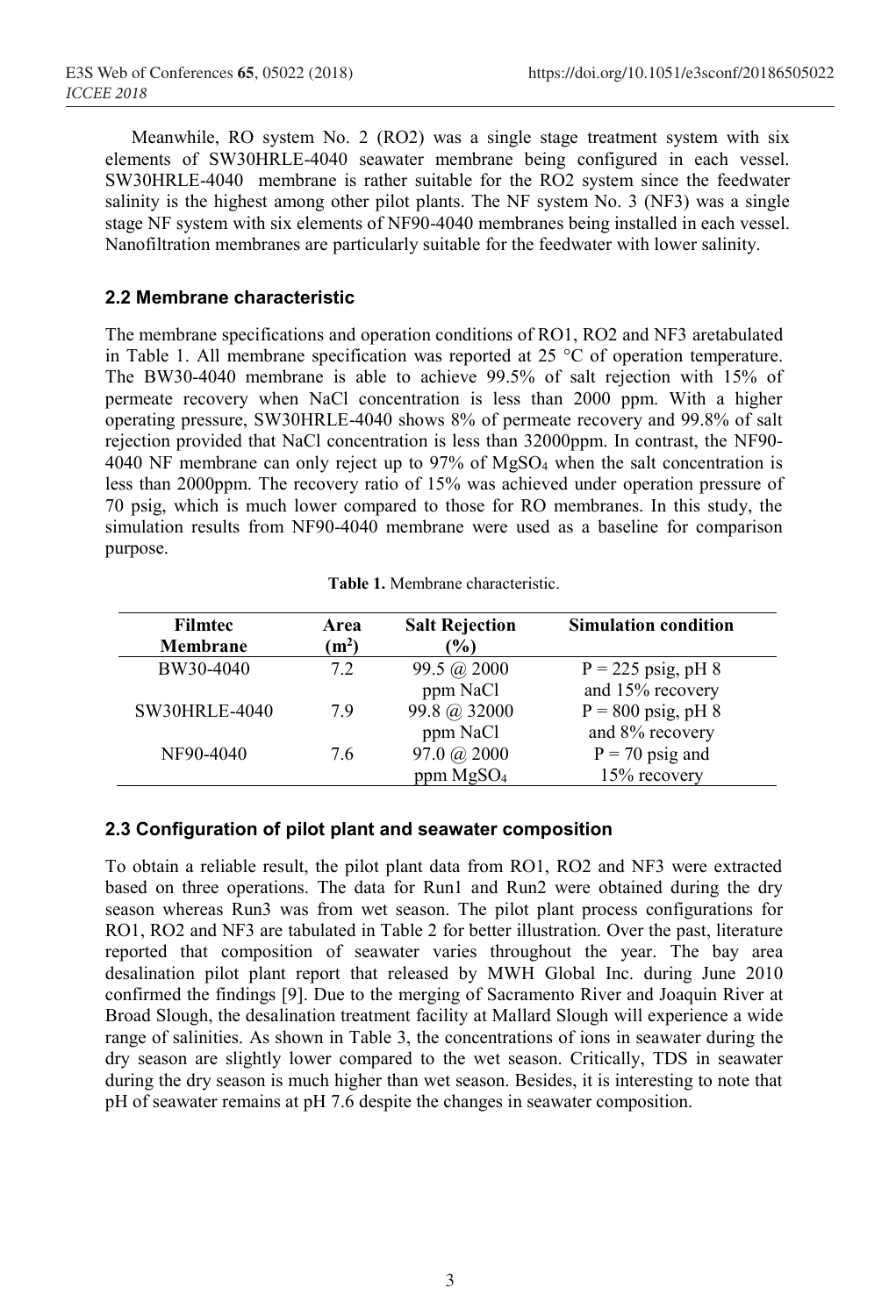Meanwhile, RO system No. 2 (RO2) was a single stage treatment system with six elements of SW30HRLE-4040 seawater membrane being configured in each vessel. SW30HRLE-4040 membrane is rather suitable for the RO2 system since the feedwater salinity is the highest among other pilot plants. The NF system No. 3 (NF3) was a single stage NF system with six elements of NF90-4040 membranes being installed in each vessel. Nanofiltration membranes are particularly suitable for the feedwater with lower salinity.

### 2.2 Membrane characteristic

The membrane specifications and operation conditions of RO1, RO2 and NF3 aretabulated in Table 1. All membrane specification was reported at 25 °C of operation temperature. The BW30-4040 membrane is able to achieve 99.5% of salt rejection with 15% of permeate recovery when NaCl concentration is less than 2000 ppm. With a higher operating pressure, SW30HRLE-4040 shows 8% of permeate recovery and 99.8% of salt rejection provided that NaCl concentration is less than 32000ppm. In contrast, the NF90-4040 NF membrane can only reject up to 97% of $MgSO_4$ when the salt concentration is less than 2000ppm. The recovery ratio of 15% was achieved under operation pressure of 70 psig, which is much lower compared to those for RO membranes. In this study, the simulation results from NF90-4040 membrane were used as a baseline for comparison purpose.

**Table 1.** Membrane characteristic.

| Filmtec Membrane | Area ($m^2$) | Salt Rejection (%) | Simulation condition |
|---|---|---|---|
| BW30-4040 | 7.2 | 99.5 @ 2000 ppm NaCl | P = 225 psig, pH 8 and 15% recovery |
| SW30HRLE-4040 | 7.9 | 99.8 @ 32000 ppm NaCl | P = 800 psig, pH 8 and 8% recovery |
| NF90-4040 | 7.6 | 97.0 @ 2000 ppm $MgSO_4$ | P = 70 psig and 15% recovery |

### 2.3 Configuration of pilot plant and seawater composition

To obtain a reliable result, the pilot plant data from RO1, RO2 and NF3 were extracted based on three operations. The data for Run1 and Run2 were obtained during the dry season whereas Run3 was from wet season. The pilot plant process configurations for RO1, RO2 and NF3 are tabulated in Table 2 for better illustration. Over the past, literature reported that composition of seawater varies throughout the year. The bay area desalination pilot plant report that released by MWH Global Inc. during June 2010 confirmed the findings [9]. Due to the merging of Sacramento River and Joaquin River at Broad Slough, the desalination treatment facility at Mallard Slough will experience a wide range of salinities. As shown in Table 3, the concentrations of ions in seawater during the dry season are slightly lower compared to the wet season. Critically, TDS in seawater during the dry season is much higher than wet season. Besides, it is interesting to note that pH of seawater remains at pH 7.6 despite the changes in seawater composition.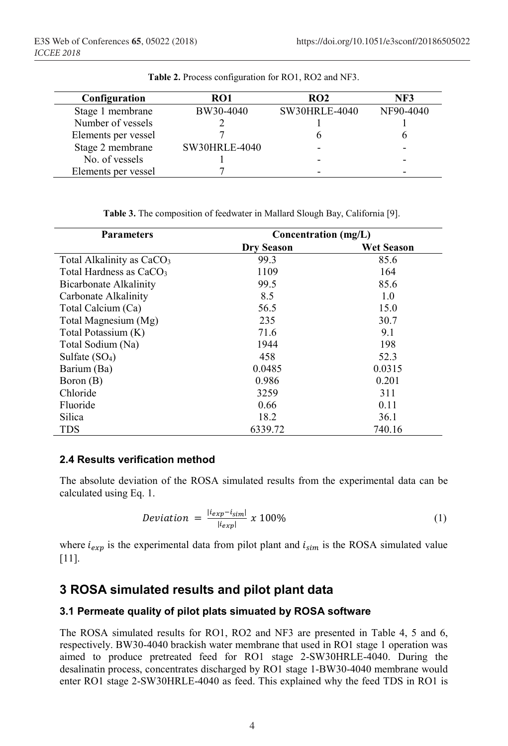**Table 2.** Process configuration for RO1, RO2 and NF3.

| Configuration | RO1 | RO2 | NF3 |
|---|---|---|---|
| Stage 1 membrane | BW30-4040 | SW30HRLE-4040 | NF90-4040 |
| Number of vessels | 2 | 1 | 1 |
| Elements per vessel | 7 | 6 | 6 |
| Stage 2 membrane | SW30HRLE-4040 | - | - |
| No. of vessels | 1 | - | - |
| Elements per vessel | 7 | - | - |

**Table 3.** The composition of feedwater in Mallard Slough Bay, California [9].

| Parameters | Concentration (mg/L) | |
|---|---|---|
| | **Dry Season** | **Wet Season** |
| Total Alkalinity as $CaCO_3$ | 99.3 | 85.6 |
| Total Hardness as $CaCO_3$ | 1109 | 164 |
| Bicarbonate Alkalinity | 99.5 | 85.6 |
| Carbonate Alkalinity | 8.5 | 1.0 |
| Total Calcium (Ca) | 56.5 | 15.0 |
| Total Magnesium (Mg) | 235 | 30.7 |
| Total Potassium (K) | 71.6 | 9.1 |
| Total Sodium (Na) | 1944 | 198 |
| Sulfate ($SO_4$) | 458 | 52.3 |
| Barium (Ba) | 0.0485 | 0.0315 |
| Boron (B) | 0.986 | 0.201 |
| Chloride | 3259 | 311 |
| Fluoride | 0.66 | 0.11 |
| Silica | 18.2 | 36.1 |
| TDS | 6339.72 | 740.16 |

### 2.4 Results verification method

The absolute deviation of the ROSA simulated results from the experimental data can be calculated using Eq. 1.

$$Deviation = \frac{|i_{exp} - i_{sim}|}{|i_{exp}|} \times 100\% \tag{1}$$

where $i_{exp}$ is the experimental data from pilot plant and $i_{sim}$ is the ROSA simulated value [11].

## 3 ROSA simulated results and pilot plant data

### 3.1 Permeate quality of pilot plats simuated by ROSA software

The ROSA simulated results for RO1, RO2 and NF3 are presented in Table 4, 5 and 6, respectively. BW30-4040 brackish water membrane that used in RO1 stage 1 operation was aimed to produce pretreated feed for RO1 stage 2-SW30HRLE-4040. During the desalinatin process, concentrates discharged by RO1 stage 1-BW30-4040 membrane would enter RO1 stage 2-SW30HRLE-4040 as feed. This explained why the feed TDS in RO1 is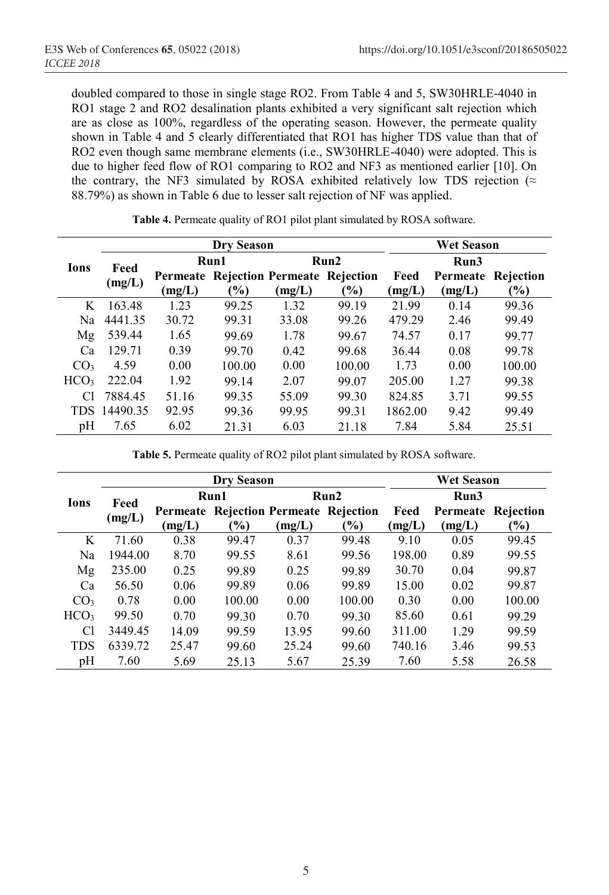doubled compared to those in single stage RO2. From Table 4 and 5, SW30HRLE-4040 in RO1 stage 2 and RO2 desalination plants exhibited a very significant salt rejection which are as close as 100%, regardless of the operating season. However, the permeate quality shown in Table 4 and 5 clearly differentiated that RO1 has higher TDS value than that of RO2 even though same membrane elements (i.e., SW30HRLE-4040) were adopted. This is due to higher feed flow of RO1 comparing to RO2 and NF3 as mentioned earlier [10]. On the contrary, the NF3 simulated by ROSA exhibited relatively low TDS rejection (≈ 88.79%) as shown in Table 6 due to lesser salt rejection of NF was applied.

**Table 4.** Permeate quality of RO1 pilot plant simulated by ROSA software.

| Ions | Dry Season | | | | | Wet Season | | |
|---|---|---|---|---|---|---|---|---|
| | Feed (mg/L) | Run1 | | Run2 | | Run3 | | |
| | | Permeate (mg/L) | Rejection (%) | Permeate (mg/L) | Rejection (%) | Feed (mg/L) | Permeate (mg/L) | Rejection (%) |
| K | 163.48 | 1.23 | 99.25 | 1.32 | 99.19 | 21.99 | 0.14 | 99.36 |
| Na | 4441.35 | 30.72 | 99.31 | 33.08 | 99.26 | 479.29 | 2.46 | 99.49 |
| Mg | 539.44 | 1.65 | 99.69 | 1.78 | 99.67 | 74.57 | 0.17 | 99.77 |
| Ca | 129.71 | 0.39 | 99.70 | 0.42 | 99.68 | 36.44 | 0.08 | 99.78 |
| $CO_3$ | 4.59 | 0.00 | 100.00 | 0.00 | 100.00 | 1.73 | 0.00 | 100.00 |
| $HCO_3$ | 222.04 | 1.92 | 99.14 | 2.07 | 99.07 | 205.00 | 1.27 | 99.38 |
| Cl | 7884.45 | 51.16 | 99.35 | 55.09 | 99.30 | 824.85 | 3.71 | 99.55 |
| TDS | 14490.35 | 92.95 | 99.36 | 99.95 | 99.31 | 1862.00 | 9.42 | 99.49 |
| pH | 7.65 | 6.02 | 21.31 | 6.03 | 21.18 | 7.84 | 5.84 | 25.51 |

**Table 5.** Permeate quality of RO2 pilot plant simulated by ROSA software.

| Ions | Dry Season | | | | | Wet Season | | |
|---|---|---|---|---|---|---|---|---|
| | Feed (mg/L) | Run1 | | Run2 | | Run3 | | |
| | | Permeate (mg/L) | Rejection (%) | Permeate (mg/L) | Rejection (%) | Feed (mg/L) | Permeate (mg/L) | Rejection (%) |
| K | 71.60 | 0.38 | 99.47 | 0.37 | 99.48 | 9.10 | 0.05 | 99.45 |
| Na | 1944.00 | 8.70 | 99.55 | 8.61 | 99.56 | 198.00 | 0.89 | 99.55 |
| Mg | 235.00 | 0.25 | 99.89 | 0.25 | 99.89 | 30.70 | 0.04 | 99.87 |
| Ca | 56.50 | 0.06 | 99.89 | 0.06 | 99.89 | 15.00 | 0.02 | 99.87 |
| $CO_3$ | 0.78 | 0.00 | 100.00 | 0.00 | 100.00 | 0.30 | 0.00 | 100.00 |
| $HCO_3$ | 99.50 | 0.70 | 99.30 | 0.70 | 99.30 | 85.60 | 0.61 | 99.29 |
| Cl | 3449.45 | 14.09 | 99.59 | 13.95 | 99.60 | 311.00 | 1.29 | 99.59 |
| TDS | 6339.72 | 25.47 | 99.60 | 25.24 | 99.60 | 740.16 | 3.46 | 99.53 |
| pH | 7.60 | 5.69 | 25.13 | 5.67 | 25.39 | 7.60 | 5.58 | 26.58 |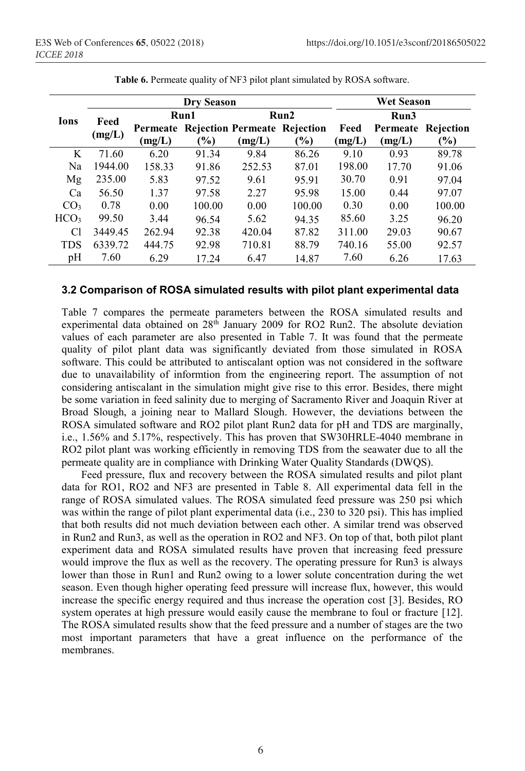**Table 6.** Permeate quality of NF3 pilot plant simulated by ROSA software.

| Ions | Dry Season | | | | | Wet Season | | |
|---|---|---|---|---|---|---|---|---|
| | Feed (mg/L) | Run1 | | Run2 | | Run3 | | |
| | | Permeate (mg/L) | Rejection (%) | Permeate (mg/L) | Rejection (%) | Feed (mg/L) | Permeate (mg/L) | Rejection (%) |
| K | 71.60 | 6.20 | 91.34 | 9.84 | 86.26 | 9.10 | 0.93 | 89.78 |
| Na | 1944.00 | 158.33 | 91.86 | 252.53 | 87.01 | 198.00 | 17.70 | 91.06 |
| Mg | 235.00 | 5.83 | 97.52 | 9.61 | 95.91 | 30.70 | 0.91 | 97.04 |
| Ca | 56.50 | 1.37 | 97.58 | 2.27 | 95.98 | 15.00 | 0.44 | 97.07 |
| $CO_3$ | 0.78 | 0.00 | 100.00 | 0.00 | 100.00 | 0.30 | 0.00 | 100.00 |
| $HCO_3$ | 99.50 | 3.44 | 96.54 | 5.62 | 94.35 | 85.60 | 3.25 | 96.20 |
| Cl | 3449.45 | 262.94 | 92.38 | 420.04 | 87.82 | 311.00 | 29.03 | 90.67 |
| TDS | 6339.72 | 444.75 | 92.98 | 710.81 | 88.79 | 740.16 | 55.00 | 92.57 |
| pH | 7.60 | 6.29 | 17.24 | 6.47 | 14.87 | 7.60 | 6.26 | 17.63 |

### 3.2 Comparison of ROSA simulated results with pilot plant experimental data

Table 7 compares the permeate parameters between the ROSA simulated results and experimental data obtained on 28th January 2009 for RO2 Run2. The absolute deviation values of each parameter are also presented in Table 7. It was found that the permeate quality of pilot plant data was significantly deviated from those simulated in ROSA software. This could be attributed to antiscalant option was not considered in the software due to unavailability of informtion from the engineering report. The assumption of not considering antiscalant in the simulation might give rise to this error. Besides, there might be some variation in feed salinity due to merging of Sacramento River and Joaquin River at Broad Slough, a joining near to Mallard Slough. However, the deviations between the ROSA simulated software and RO2 pilot plant Run2 data for pH and TDS are marginally, i.e., 1.56% and 5.17%, respectively. This has proven that SW30HRLE-4040 membrane in RO2 pilot plant was working efficiently in removing TDS from the seawater due to all the permeate quality are in compliance with Drinking Water Quality Standards (DWQS).

Feed pressure, flux and recovery between the ROSA simulated results and pilot plant data for RO1, RO2 and NF3 are presented in Table 8. All experimental data fell in the range of ROSA simulated values. The ROSA simulated feed pressure was 250 psi which was within the range of pilot plant experimental data (i.e., 230 to 320 psi). This has implied that both results did not much deviation between each other. A similar trend was observed in Run2 and Run3, as well as the operation in RO2 and NF3. On top of that, both pilot plant experiment data and ROSA simulated results have proven that increasing feed pressure would improve the flux as well as the recovery. The operating pressure for Run3 is always lower than those in Run1 and Run2 owing to a lower solute concentration during the wet season. Even though higher operating feed pressure will increase flux, however, this would increase the specific energy required and thus increase the operation cost [3]. Besides, RO system operates at high pressure would easily cause the membrane to foul or fracture [12]. The ROSA simulated results show that the feed pressure and a number of stages are the two most important parameters that have a great influence on the performance of the membranes.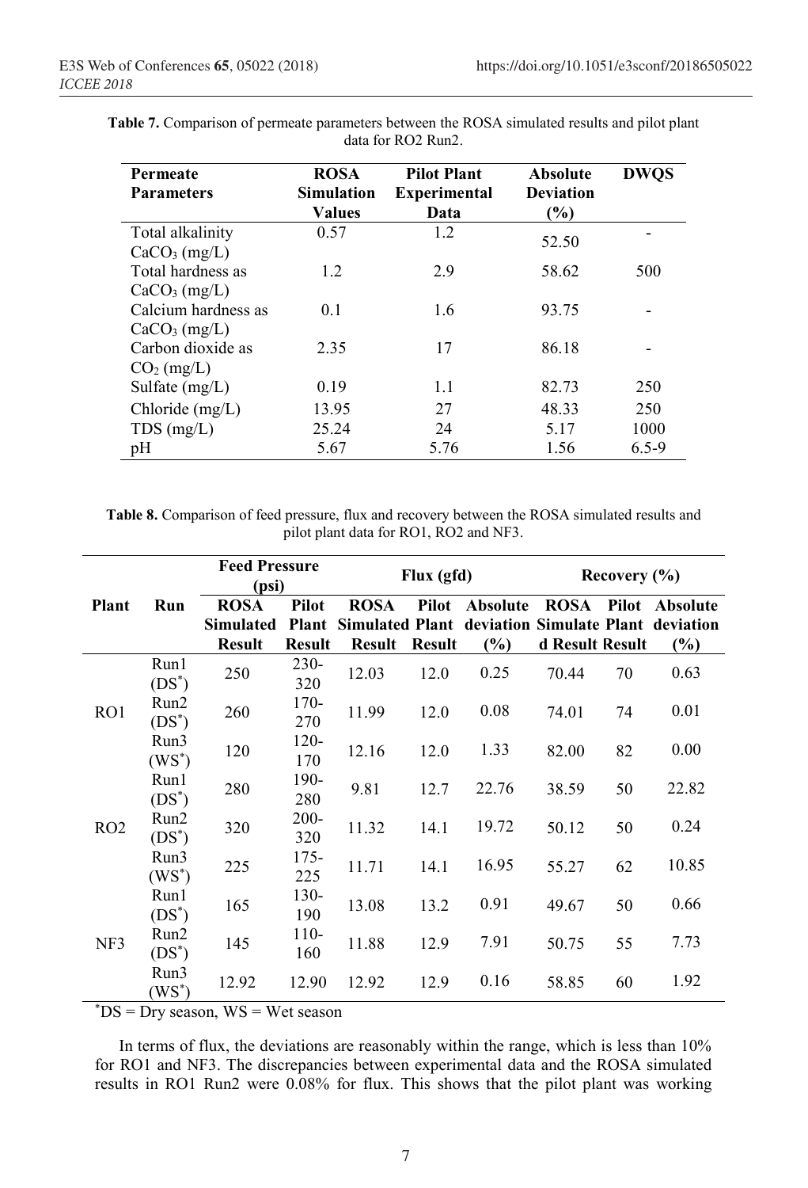**Table 7.** Comparison of permeate parameters between the ROSA simulated results and pilot plant data for RO2 Run2.

| Permeate Parameters | ROSA Simulation Values | Pilot Plant Experimental Data | Absolute Deviation (%) | DWQS |
|---|---|---|---|---|
| Total alkalinity $CaCO_3$ (mg/L) | 0.57 | 1.2 | 52.50 | - |
| Total hardness as $CaCO_3$ (mg/L) | 1.2 | 2.9 | 58.62 | 500 |
| Calcium hardness as $CaCO_3$ (mg/L) | 0.1 | 1.6 | 93.75 | - |
| Carbon dioxide as $CO_2$ (mg/L) | 2.35 | 17 | 86.18 | - |
| Sulfate (mg/L) | 0.19 | 1.1 | 82.73 | 250 |
| Chloride (mg/L) | 13.95 | 27 | 48.33 | 250 |
| TDS (mg/L) | 25.24 | 24 | 5.17 | 1000 |
| pH | 5.67 | 5.76 | 1.56 | 6.5-9 |

**Table 8.** Comparison of feed pressure, flux and recovery between the ROSA simulated results and pilot plant data for RO1, RO2 and NF3.

| Plant | Run | Feed Pressure (psi) | | Flux (gfd) | | | Recovery (%) | | |
|---|---|---|---|---|---|---|---|---|---|
| | | ROSA Simulated Result | Pilot Plant Result | ROSA Simulated Result | Pilot Plant Result | Absolute deviation (%) | ROSA Simulated Result | Pilot Plant Result | Absolute deviation (%) |
| RO1 | Run1 (DS*) | 250 | 230-320 | 12.03 | 12.0 | 0.25 | 70.44 | 70 | 0.63 |
| | Run2 (DS*) | 260 | 170-270 | 11.99 | 12.0 | 0.08 | 74.01 | 74 | 0.01 |
| | Run3 (WS*) | 120 | 120-170 | 12.16 | 12.0 | 1.33 | 82.00 | 82 | 0.00 |
| RO2 | Run1 (DS*) | 280 | 190-280 | 9.81 | 12.7 | 22.76 | 38.59 | 50 | 22.82 |
| | Run2 (DS*) | 320 | 200-320 | 11.32 | 14.1 | 19.72 | 50.12 | 50 | 0.24 |
| | Run3 (WS*) | 225 | 175-225 | 11.71 | 14.1 | 16.95 | 55.27 | 62 | 10.85 |
| NF3 | Run1 (DS*) | 165 | 130-190 | 13.08 | 13.2 | 0.91 | 49.67 | 50 | 0.66 |
| | Run2 (DS*) | 145 | 110-160 | 11.88 | 12.9 | 7.91 | 50.75 | 55 | 7.73 |
| | Run3 (WS*) | 12.92 | 12.90 | 12.92 | 12.9 | 0.16 | 58.85 | 60 | 1.92 |

*DS = Dry season, WS = Wet season

In terms of flux, the deviations are reasonably within the range, which is less than 10% for RO1 and NF3. The discrepancies between experimental data and the ROSA simulated results in RO1 Run2 were 0.08% for flux. This shows that the pilot plant was working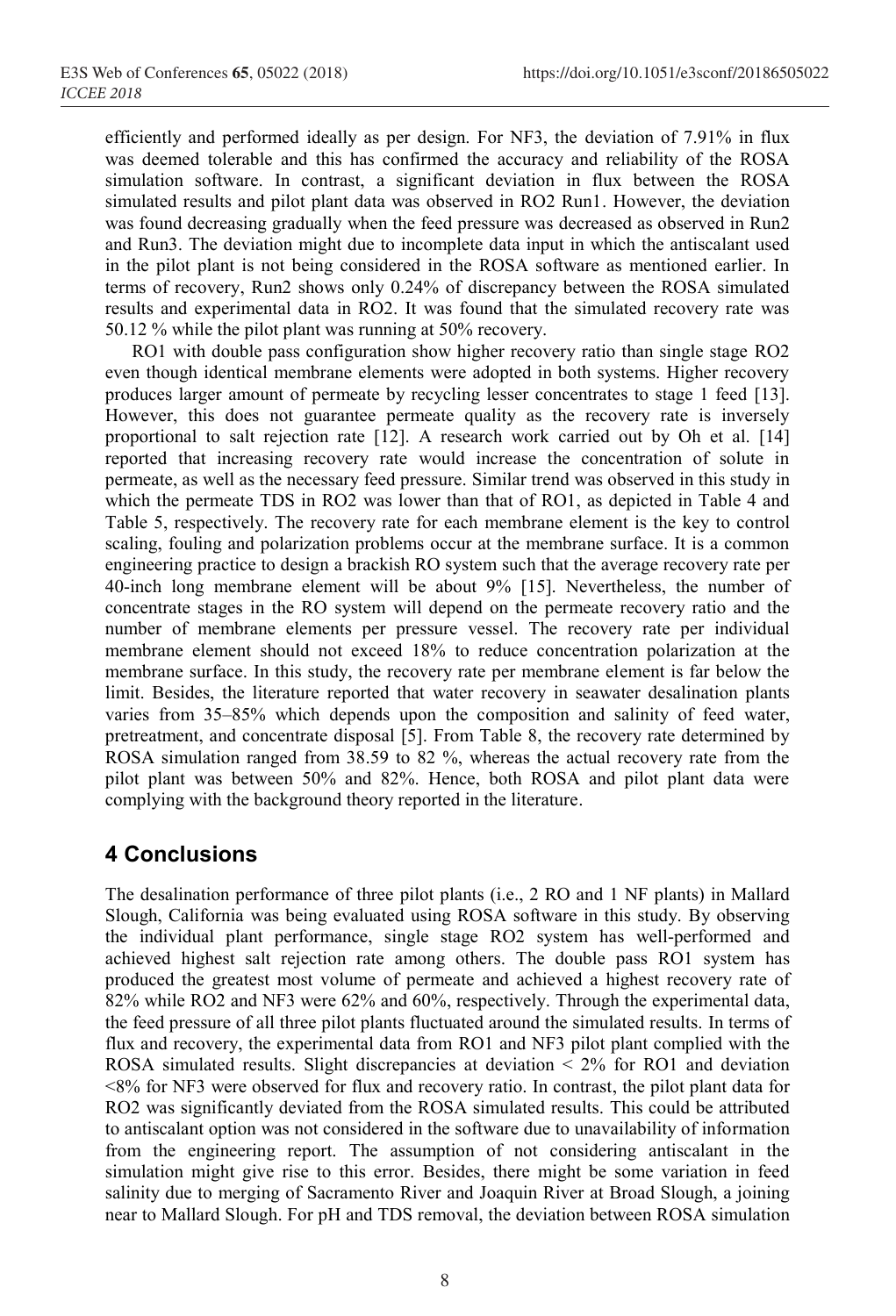efficiently and performed ideally as per design. For NF3, the deviation of 7.91% in flux was deemed tolerable and this has confirmed the accuracy and reliability of the ROSA simulation software. In contrast, a significant deviation in flux between the ROSA simulated results and pilot plant data was observed in RO2 Run1. However, the deviation was found decreasing gradually when the feed pressure was decreased as observed in Run2 and Run3. The deviation might due to incomplete data input in which the antiscalant used in the pilot plant is not being considered in the ROSA software as mentioned earlier. In terms of recovery, Run2 shows only 0.24% of discrepancy between the ROSA simulated results and experimental data in RO2. It was found that the simulated recovery rate was 50.12 % while the pilot plant was running at 50% recovery.

RO1 with double pass configuration show higher recovery ratio than single stage RO2 even though identical membrane elements were adopted in both systems. Higher recovery produces larger amount of permeate by recycling lesser concentrates to stage 1 feed [13]. However, this does not guarantee permeate quality as the recovery rate is inversely proportional to salt rejection rate [12]. A research work carried out by Oh et al. [14] reported that increasing recovery rate would increase the concentration of solute in permeate, as well as the necessary feed pressure. Similar trend was observed in this study in which the permeate TDS in RO2 was lower than that of RO1, as depicted in Table 4 and Table 5, respectively. The recovery rate for each membrane element is the key to control scaling, fouling and polarization problems occur at the membrane surface. It is a common engineering practice to design a brackish RO system such that the average recovery rate per 40-inch long membrane element will be about 9% [15]. Nevertheless, the number of concentrate stages in the RO system will depend on the permeate recovery ratio and the number of membrane elements per pressure vessel. The recovery rate per individual membrane element should not exceed 18% to reduce concentration polarization at the membrane surface. In this study, the recovery rate per membrane element is far below the limit. Besides, the literature reported that water recovery in seawater desalination plants varies from 35–85% which depends upon the composition and salinity of feed water, pretreatment, and concentrate disposal [5]. From Table 8, the recovery rate determined by ROSA simulation ranged from 38.59 to 82 %, whereas the actual recovery rate from the pilot plant was between 50% and 82%. Hence, both ROSA and pilot plant data were complying with the background theory reported in the literature.

## 4 Conclusions

The desalination performance of three pilot plants (i.e., 2 RO and 1 NF plants) in Mallard Slough, California was being evaluated using ROSA software in this study. By observing the individual plant performance, single stage RO2 system has well-performed and achieved highest salt rejection rate among others. The double pass RO1 system has produced the greatest most volume of permeate and achieved a highest recovery rate of 82% while RO2 and NF3 were 62% and 60%, respectively. Through the experimental data, the feed pressure of all three pilot plants fluctuated around the simulated results. In terms of flux and recovery, the experimental data from RO1 and NF3 pilot plant complied with the ROSA simulated results. Slight discrepancies at deviation < 2% for RO1 and deviation <8% for NF3 were observed for flux and recovery ratio. In contrast, the pilot plant data for RO2 was significantly deviated from the ROSA simulated results. This could be attributed to antiscalant option was not considered in the software due to unavailability of information from the engineering report. The assumption of not considering antiscalant in the simulation might give rise to this error. Besides, there might be some variation in feed salinity due to merging of Sacramento River and Joaquin River at Broad Slough, a joining near to Mallard Slough. For pH and TDS removal, the deviation between ROSA simulation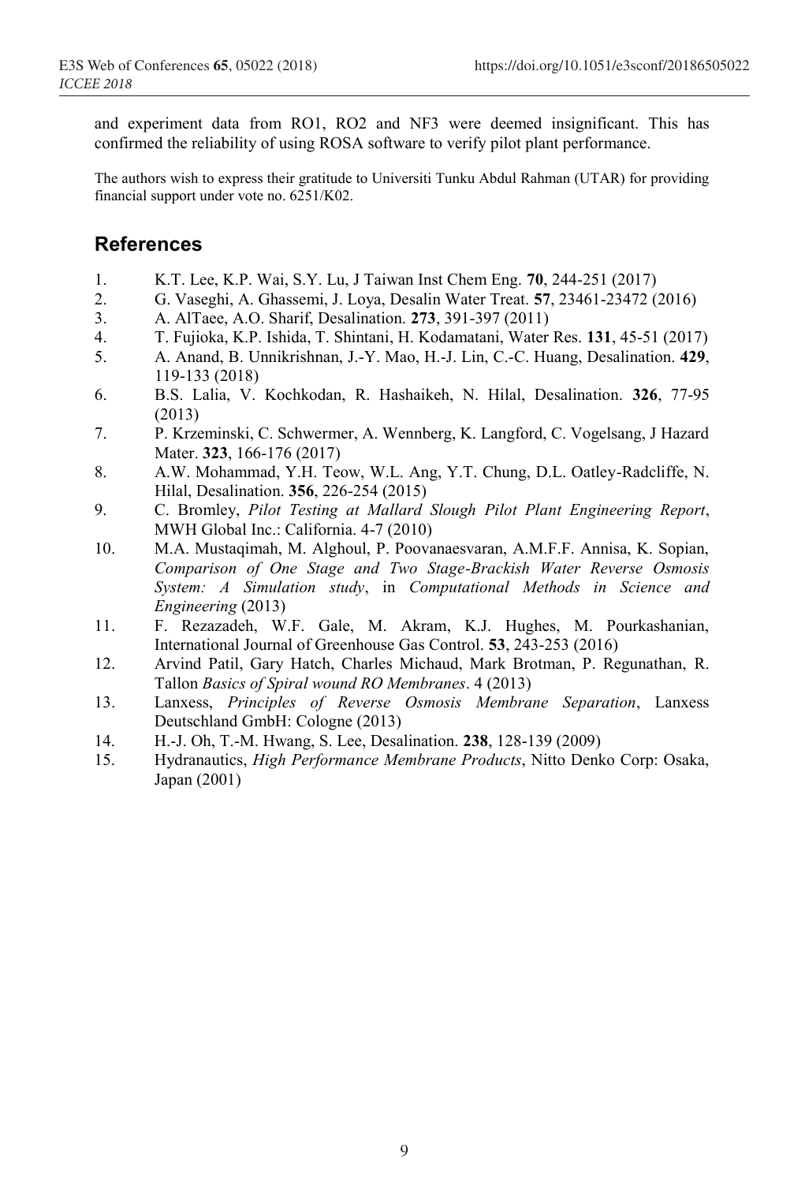and experiment data from RO1, RO2 and NF3 were deemed insignificant. This has confirmed the reliability of using ROSA software to verify pilot plant performance.

The authors wish to express their gratitude to Universiti Tunku Abdul Rahman (UTAR) for providing financial support under vote no. 6251/K02.

## References

1. K.T. Lee, K.P. Wai, S.Y. Lu, J Taiwan Inst Chem Eng. **70**, 244-251 (2017)
2. G. Vaseghi, A. Ghassemi, J. Loya, Desalin Water Treat. **57**, 23461-23472 (2016)
3. A. AlTaee, A.O. Sharif, Desalination. **273**, 391-397 (2011)
4. T. Fujioka, K.P. Ishida, T. Shintani, H. Kodamatani, Water Res. **131**, 45-51 (2017)
5. A. Anand, B. Unnikrishnan, J.-Y. Mao, H.-J. Lin, C.-C. Huang, Desalination. **429**, 119-133 (2018)
6. B.S. Lalia, V. Kochkodan, R. Hashaikeh, N. Hilal, Desalination. **326**, 77-95 (2013)
7. P. Krzeminski, C. Schwermer, A. Wennberg, K. Langford, C. Vogelsang, J Hazard Mater. **323**, 166-176 (2017)
8. A.W. Mohammad, Y.H. Teow, W.L. Ang, Y.T. Chung, D.L. Oatley-Radcliffe, N. Hilal, Desalination. **356**, 226-254 (2015)
9. C. Bromley, *Pilot Testing at Mallard Slough Pilot Plant Engineering Report*, MWH Global Inc.: California. 4-7 (2010)
10. M.A. Mustaqimah, M. Alghoul, P. Poovanaesvaran, A.M.F.F. Annisa, K. Sopian, *Comparison of One Stage and Two Stage-Brackish Water Reverse Osmosis System: A Simulation study*, in *Computational Methods in Science and Engineering* (2013)
11. F. Rezazadeh, W.F. Gale, M. Akram, K.J. Hughes, M. Pourkashanian, International Journal of Greenhouse Gas Control. **53**, 243-253 (2016)
12. Arvind Patil, Gary Hatch, Charles Michaud, Mark Brotman, P. Regunathan, R. Tallon *Basics of Spiral wound RO Membranes*. 4 (2013)
13. Lanxess, *Principles of Reverse Osmosis Membrane Separation*, Lanxess Deutschland GmbH: Cologne (2013)
14. H.-J. Oh, T.-M. Hwang, S. Lee, Desalination. **238**, 128-139 (2009)
15. Hydranautics, *High Performance Membrane Products*, Nitto Denko Corp: Osaka, Japan (2001)